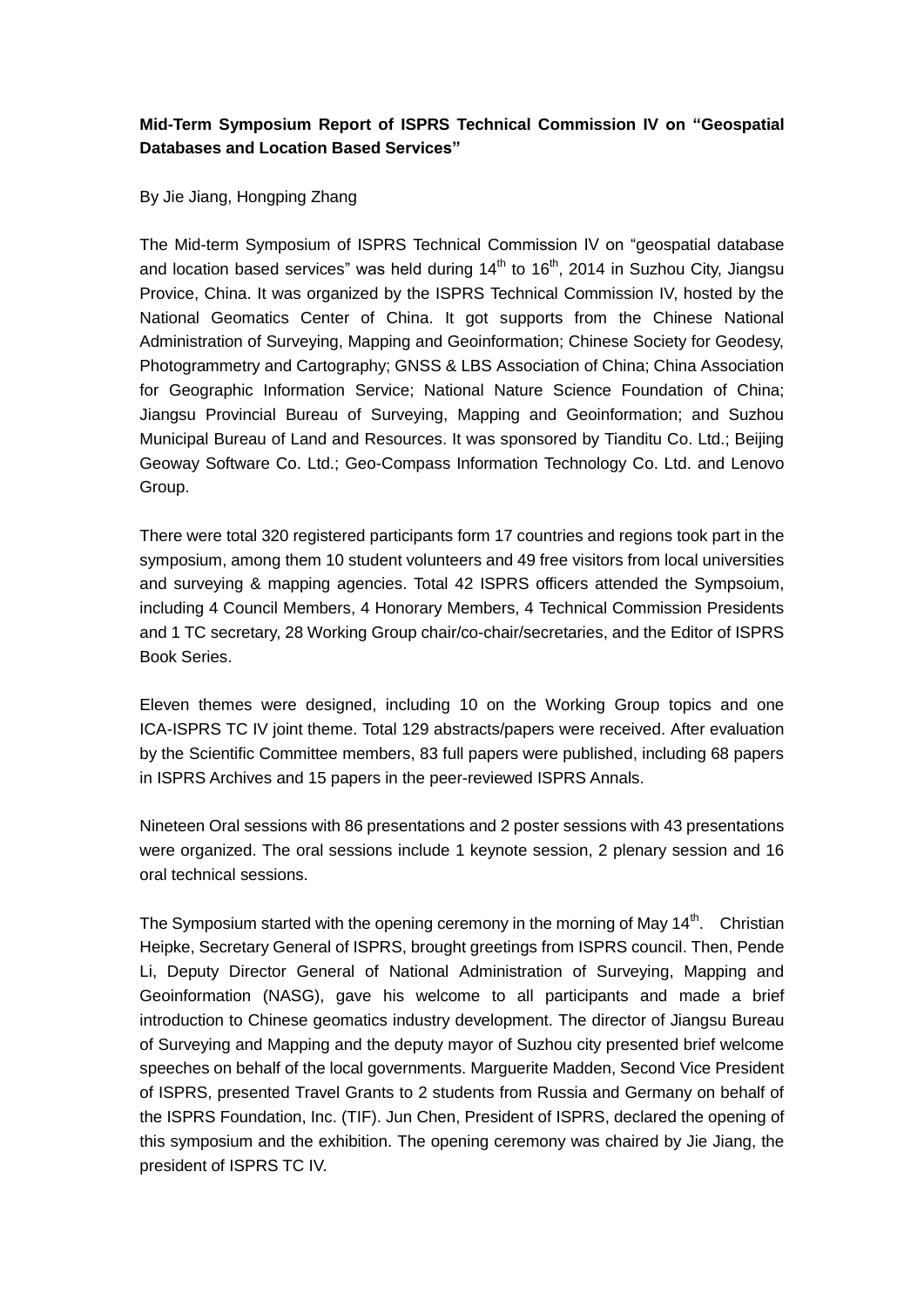**Mid-Term Symposium Report of ISPRS Technical Commission IV on "Geospatial Databases and Location Based Services"**

By Jie Jiang, Hongping Zhang

The Mid-term Symposium of ISPRS Technical Commission IV on "geospatial database and location based services" was held during $14^{th}$ to $16^{th}$, 2014 in Suzhou City, Jiangsu Provice, China. It was organized by the ISPRS Technical Commission IV, hosted by the National Geomatics Center of China. It got supports from the Chinese National Administration of Surveying, Mapping and Geoinformation; Chinese Society for Geodesy, Photogrammetry and Cartography; GNSS & LBS Association of China; China Association for Geographic Information Service; National Nature Science Foundation of China; Jiangsu Provincial Bureau of Surveying, Mapping and Geoinformation; and Suzhou Municipal Bureau of Land and Resources. It was sponsored by Tianditu Co. Ltd.; Beijing Geoway Software Co. Ltd.; Geo-Compass Information Technology Co. Ltd. and Lenovo Group.

There were total 320 registered participants form 17 countries and regions took part in the symposium, among them 10 student volunteers and 49 free visitors from local universities and surveying & mapping agencies. Total 42 ISPRS officers attended the Sympsoium, including 4 Council Members, 4 Honorary Members, 4 Technical Commission Presidents and 1 TC secretary, 28 Working Group chair/co-chair/secretaries, and the Editor of ISPRS Book Series.

Eleven themes were designed, including 10 on the Working Group topics and one ICA-ISPRS TC IV joint theme. Total 129 abstracts/papers were received. After evaluation by the Scientific Committee members, 83 full papers were published, including 68 papers in ISPRS Archives and 15 papers in the peer-reviewed ISPRS Annals.

Nineteen Oral sessions with 86 presentations and 2 poster sessions with 43 presentations were organized. The oral sessions include 1 keynote session, 2 plenary session and 16 oral technical sessions.

The Symposium started with the opening ceremony in the morning of May $14^{th}$. Christian Heipke, Secretary General of ISPRS, brought greetings from ISPRS council. Then, Pende Li, Deputy Director General of National Administration of Surveying, Mapping and Geoinformation (NASG), gave his welcome to all participants and made a brief introduction to Chinese geomatics industry development. The director of Jiangsu Bureau of Surveying and Mapping and the deputy mayor of Suzhou city presented brief welcome speeches on behalf of the local governments. Marguerite Madden, Second Vice President of ISPRS, presented Travel Grants to 2 students from Russia and Germany on behalf of the ISPRS Foundation, Inc. (TIF). Jun Chen, President of ISPRS, declared the opening of this symposium and the exhibition. The opening ceremony was chaired by Jie Jiang, the president of ISPRS TC IV.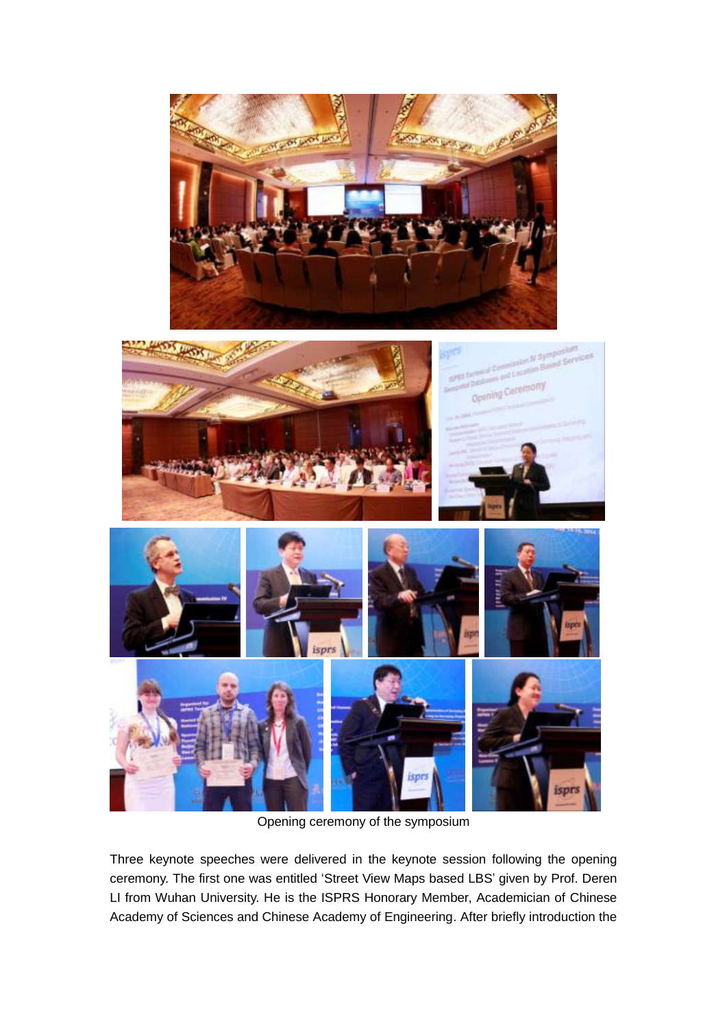Opening ceremony of the symposium

Three keynote speeches were delivered in the keynote session following the opening ceremony. The first one was entitled 'Street View Maps based LBS' given by Prof. Deren LI from Wuhan University. He is the ISPRS Honorary Member, Academician of Chinese Academy of Sciences and Chinese Academy of Engineering. After briefly introduction the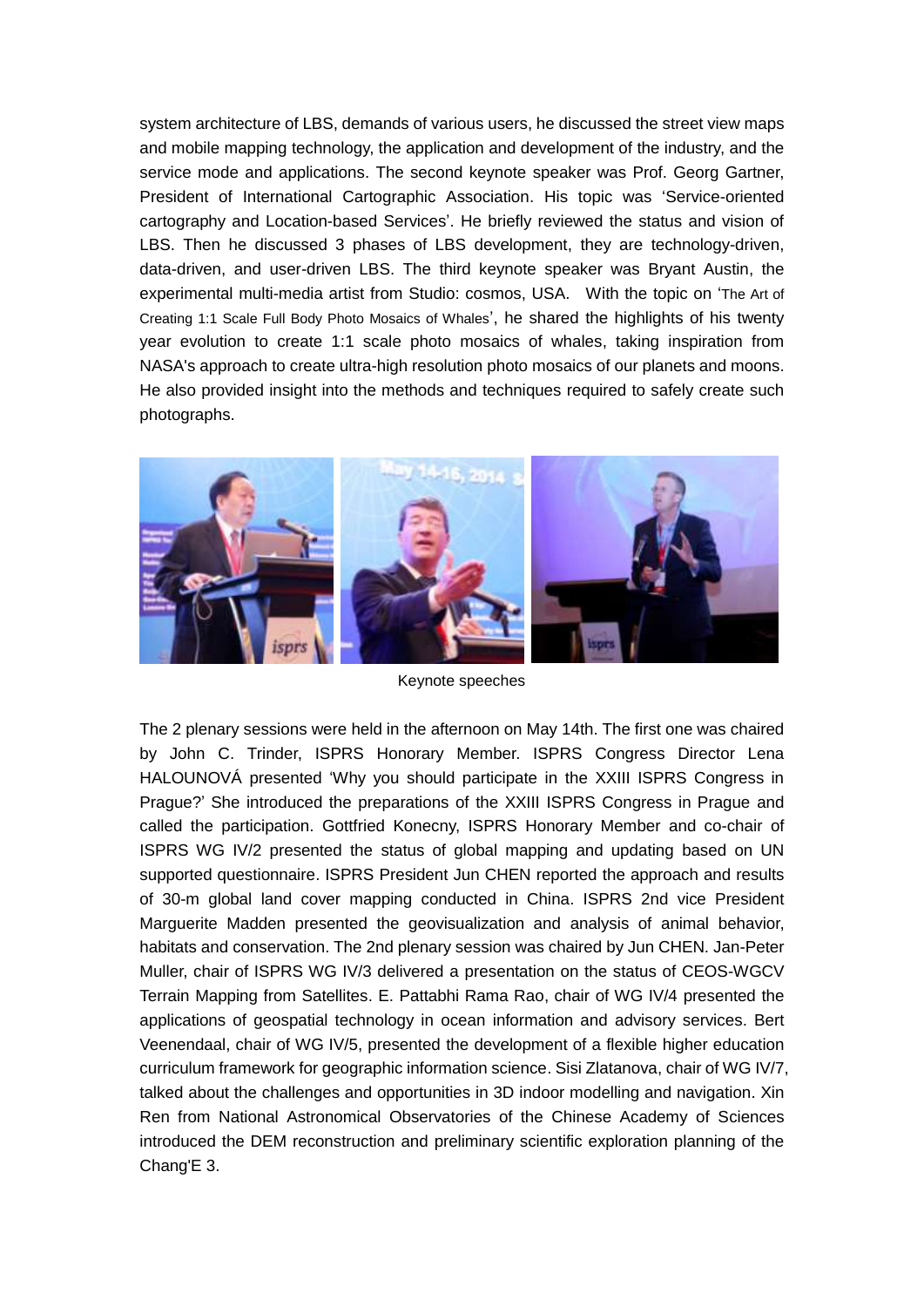system architecture of LBS, demands of various users, he discussed the street view maps and mobile mapping technology, the application and development of the industry, and the service mode and applications. The second keynote speaker was Prof. Georg Gartner, President of International Cartographic Association. His topic was 'Service-oriented cartography and Location-based Services'. He briefly reviewed the status and vision of LBS. Then he discussed 3 phases of LBS development, they are technology-driven, data-driven, and user-driven LBS. The third keynote speaker was Bryant Austin, the experimental multi-media artist from Studio: cosmos, USA. With the topic on 'The Art of Creating 1:1 Scale Full Body Photo Mosaics of Whales', he shared the highlights of his twenty year evolution to create 1:1 scale photo mosaics of whales, taking inspiration from NASA's approach to create ultra-high resolution photo mosaics of our planets and moons. He also provided insight into the methods and techniques required to safely create such photographs.

Keynote speeches

The 2 plenary sessions were held in the afternoon on May 14th. The first one was chaired by John C. Trinder, ISPRS Honorary Member. ISPRS Congress Director Lena HALOUNOVÁ presented 'Why you should participate in the XXIII ISPRS Congress in Prague?' She introduced the preparations of the XXIII ISPRS Congress in Prague and called the participation. Gottfried Konecny, ISPRS Honorary Member and co-chair of ISPRS WG IV/2 presented the status of global mapping and updating based on UN supported questionnaire. ISPRS President Jun CHEN reported the approach and results of 30-m global land cover mapping conducted in China. ISPRS 2nd vice President Marguerite Madden presented the geovisualization and analysis of animal behavior, habitats and conservation. The 2nd plenary session was chaired by Jun CHEN. Jan-Peter Muller, chair of ISPRS WG IV/3 delivered a presentation on the status of CEOS-WGCV Terrain Mapping from Satellites. E. Pattabhi Rama Rao, chair of WG IV/4 presented the applications of geospatial technology in ocean information and advisory services. Bert Veenendaal, chair of WG IV/5, presented the development of a flexible higher education curriculum framework for geographic information science. Sisi Zlatanova, chair of WG IV/7, talked about the challenges and opportunities in 3D indoor modelling and navigation. Xin Ren from National Astronomical Observatories of the Chinese Academy of Sciences introduced the DEM reconstruction and preliminary scientific exploration planning of the Chang'E 3.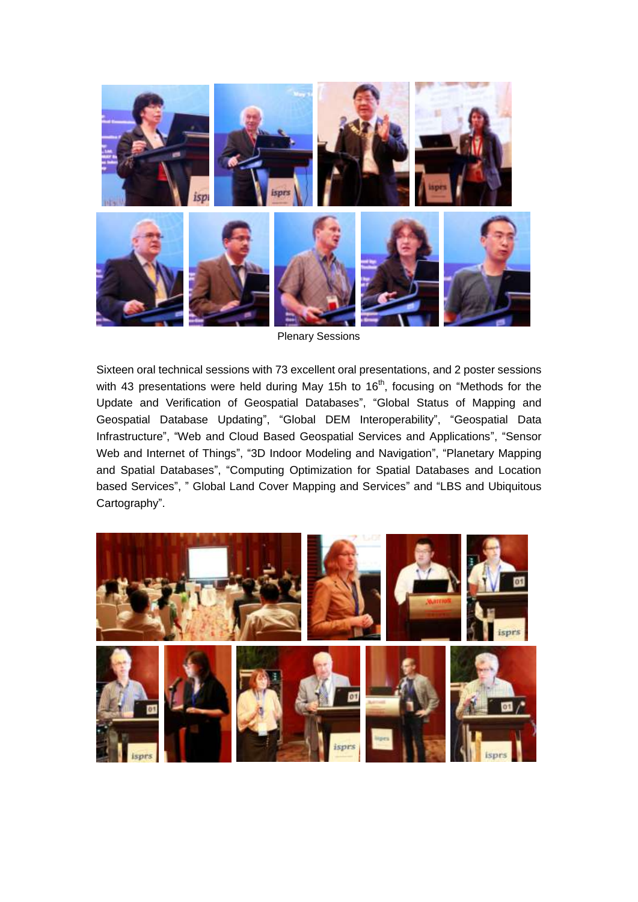Plenary Sessions

Sixteen oral technical sessions with 73 excellent presentations, and 2 poster sessions with 43 presentations were held during May 15h to 16th, focusing on "Methods for the Update and Verification of Geospatial Databases", "Global Status of Mapping and Geospatial Database Updating", "Global DEM Interoperability", "Geospatial Data Infrastructure", "Web and Cloud Based Geospatial Services and Applications", "Sensor Web and Internet of Things", "3D Indoor Modeling and Navigation", "Planetary Mapping and Spatial Databases", "Computing Optimization for Spatial Databases and Location based Services", " Global Land Cover Mapping and Services" and "LBS and Ubiquitous Cartography".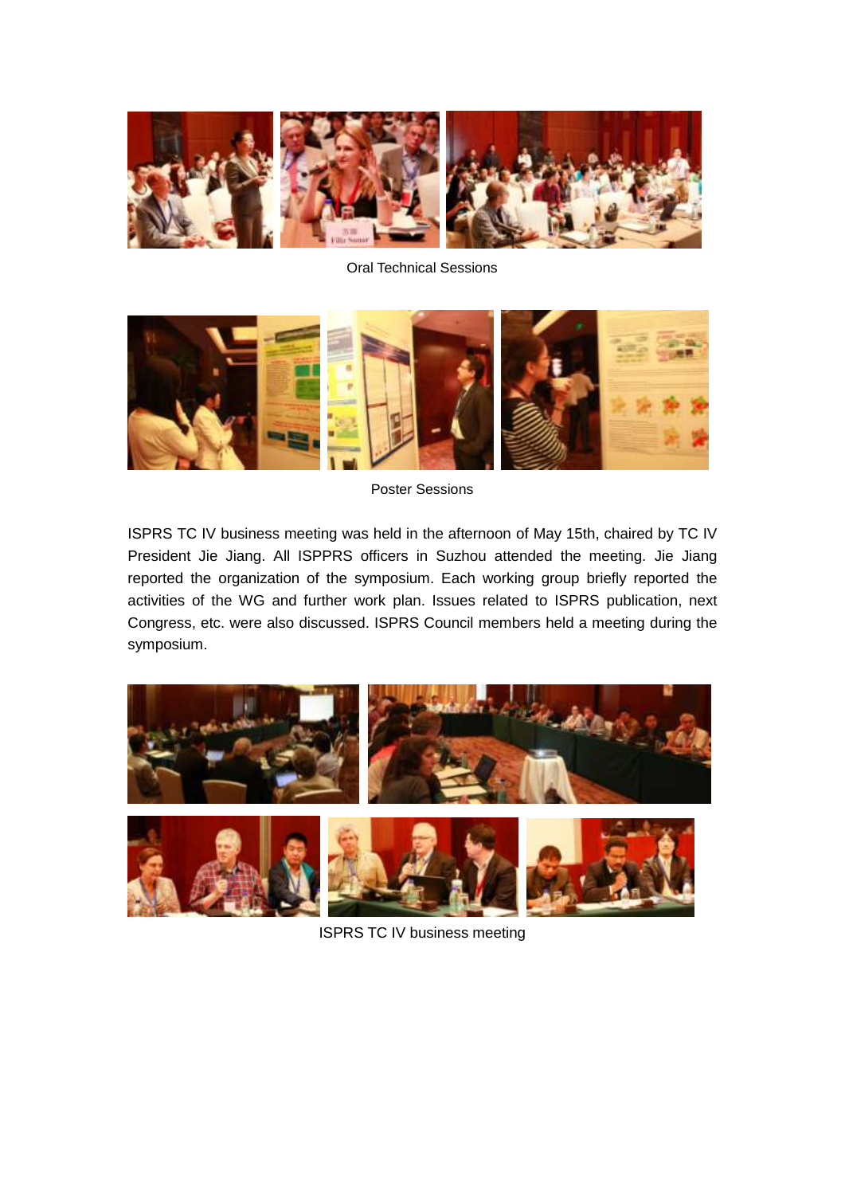Oral Technical Sessions

Poster Sessions

ISPRS TC IV business meeting was held in the afternoon of May 15th, chaired by TC IV President Jie Jiang. All ISPPRS officers in Suzhou attended the meeting. Jie Jiang reported the organization of the symposium. Each working group briefly reported the activities of the WG and further work plan. Issues related to ISPRS publication, next Congress, etc. were also discussed. ISPRS Council members held a meeting during the symposium.

ISPRS TC IV business meeting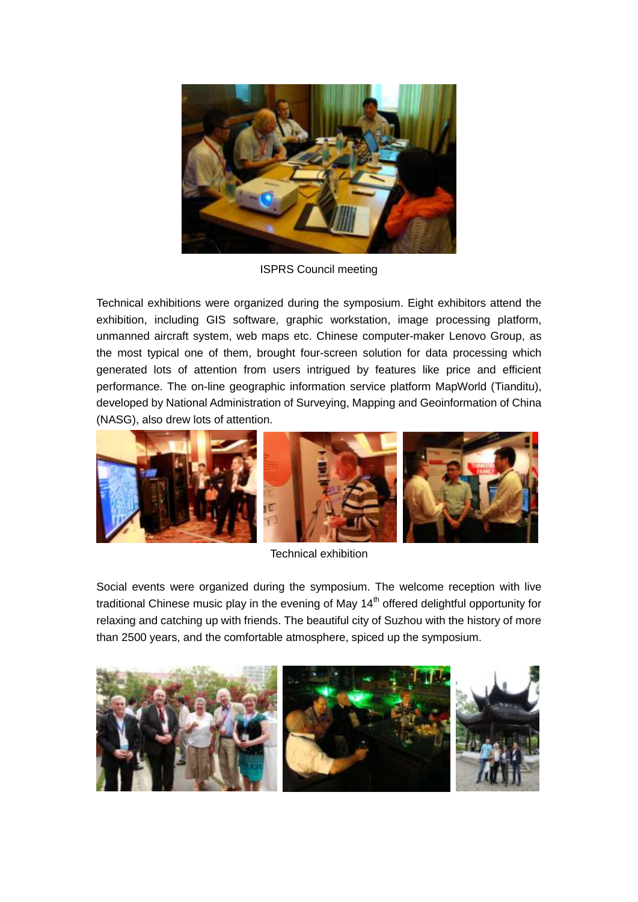ISPRS Council meeting

Technical exhibitions were organized during the symposium. Eight exhibitors attend the exhibition, including GIS software, graphic workstation, image processing platform, unmanned aircraft system, web maps etc. Chinese computer-maker Lenovo Group, as the most typical one of them, brought four-screen solution for data processing which generated lots of attention from users intrigued by features like price and efficient performance. The on-line geographic information service platform MapWorld (Tianditu), developed by National Administration of Surveying, Mapping and Geoinformation of China (NASG), also drew lots of attention.

Technical exhibition

Social events were organized during the symposium. The welcome reception with live traditional Chinese music play in the evening of May 14th offered delightful opportunity for relaxing and catching up with friends. The beautiful city of Suzhou with the history of more than 2500 years, and the comfortable atmosphere, spiced up the symposium.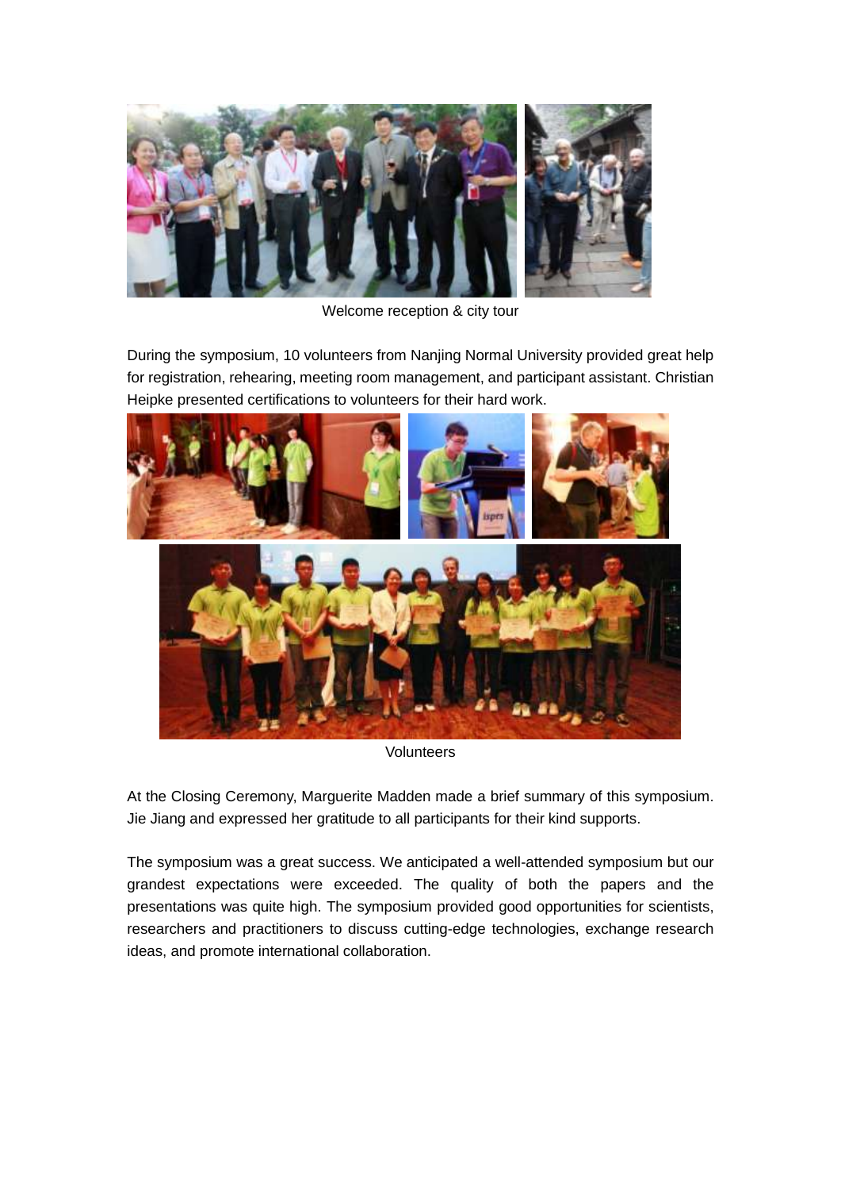Welcome reception & city tour

During the symposium, 10 volunteers from Nanjing Normal University provided great help for registration, rehearing, meeting room management, and participant assistant. Christian Heipke presented certifications to volunteers for their hard work.

Volunteers

At the Closing Ceremony, Marguerite Madden made a brief summary of this symposium. Jie Jiang and expressed her gratitude to all participants for their kind supports.

The symposium was a great success. We anticipated a well-attended symposium but our grandest expectations were exceeded. The quality of both the papers and the presentations was quite high. The symposium provided good opportunities for scientists, researchers and practitioners to discuss cutting-edge technologies, exchange research ideas, and promote international collaboration.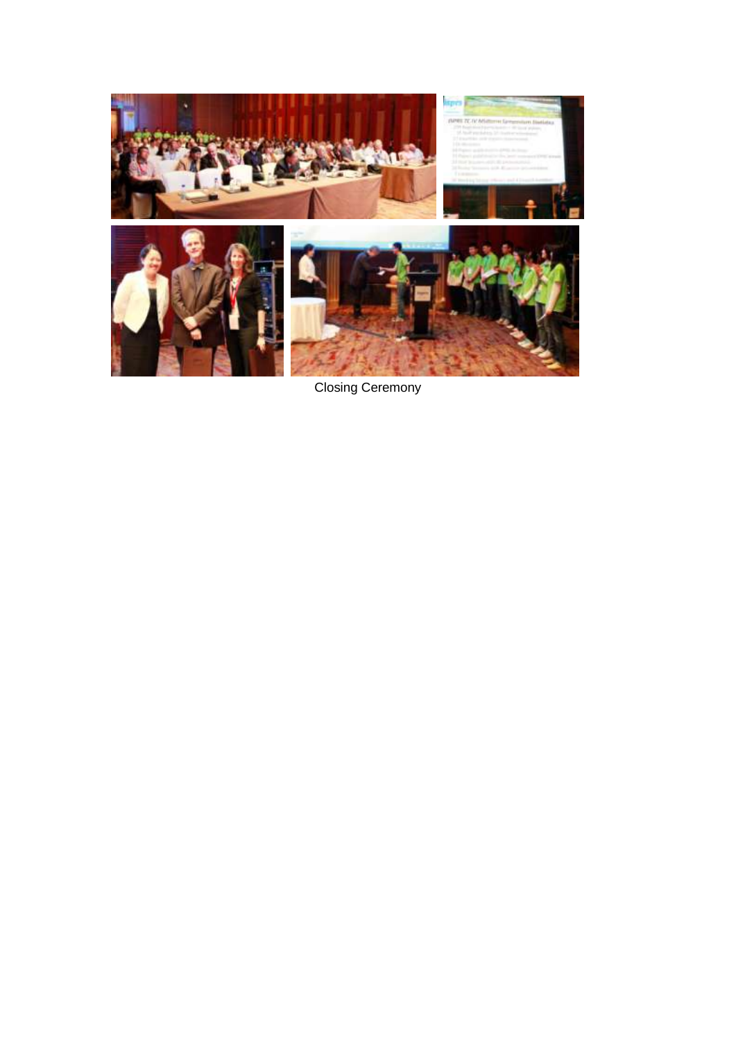Closing Ceremony